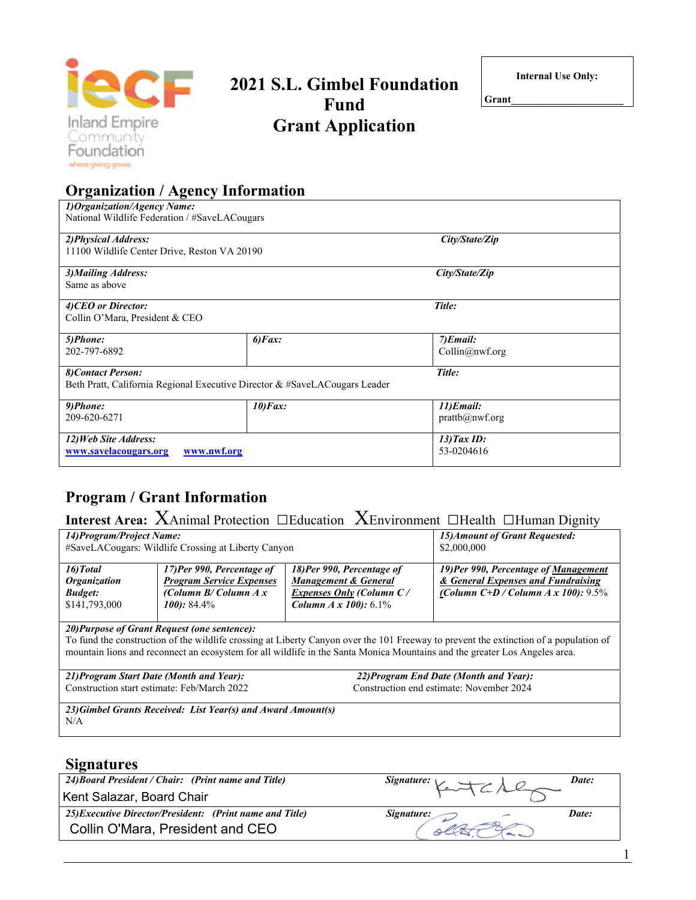Inland Empire Community Foundation
where giving grows

# 2021 S.L. Gimbel Foundation Fund Grant Application

| Internal Use Only: |
|---|
| Grant____________________ |

## Organization / Agency Information

| | | |
|---|---|---|
| ***1)Organization/Agency Name:*** National Wildlife Federation / #SaveLACougars | | |
| ***2)Physical Address:*** 11100 Wildlife Center Drive, Reston VA 20190 | | ***City/State/Zip*** |
| ***3)Mailing Address:*** Same as above | | ***City/State/Zip*** |
| ***4)CEO or Director:*** Collin O'Mara, President & CEO | | ***Title:*** |
| ***5)Phone:*** 202-797-6892 | ***6)Fax:*** | ***7)Email:*** Collin@nwf.org |
| ***8)Contact Person:*** Beth Pratt, California Regional Executive Director & #SaveLACougars Leader | | ***Title:*** |
| ***9)Phone:*** 209-620-6271 | ***10)Fax:*** | ***11)Email:*** prattb@nwf.org |
| ***12)Web Site Address:*** www.savelacougars.org www.nwf.org | | ***13)Tax ID:*** 53-0204616 |

## Program / Grant Information

**Interest Area:** X Animal Protection ☐Education X Environment ☐Health ☐Human Dignity

| | | | |
|---|---|---|---|
| ***14)Program/Project Name:*** #SaveLACougars: Wildlife Crossing at Liberty Canyon | | | ***15)Amount of Grant Requested:*** $2,000,000 |
| ***16)Total Organization Budget:*** $141,793,000 | ***17)Per 990, Percentage of Program Service Expenses (Column B/ Column A x 100):*** 84.4% | ***18)Per 990, Percentage of Management & General Expenses Only (Column C / Column A x 100):*** 6.1% | ***19)Per 990, Percentage of Management & General Expenses and Fundraising (Column C+D / Column A x 100):*** 9.5% |
| ***20)Purpose of Grant Request (one sentence):*** To fund the construction of the wildlife crossing at Liberty Canyon over the 101 Freeway to prevent the extinction of a population of mountain lions and reconnect an ecosystem for all wildlife in the Santa Monica Mountains and the greater Los Angeles area. | | | |
| ***21)Program Start Date (Month and Year):*** Construction start estimate: Feb/March 2022 | | ***22)Program End Date (Month and Year):*** Construction end estimate: November 2024 | |
| ***23)Gimbel Grants Received: List Year(s) and Award Amount(s)*** N/A | | | |

## Signatures

| | | |
|---|---|---|
| ***24)Board President / Chair: (Print name and Title)*** Kent Salazar, Board Chair | ***Signature:*** [signature] | ***Date:*** |
| ***25)Executive Director/President: (Print name and Title)*** Collin O'Mara, President and CEO | ***Signature:*** [signature] | ***Date:*** |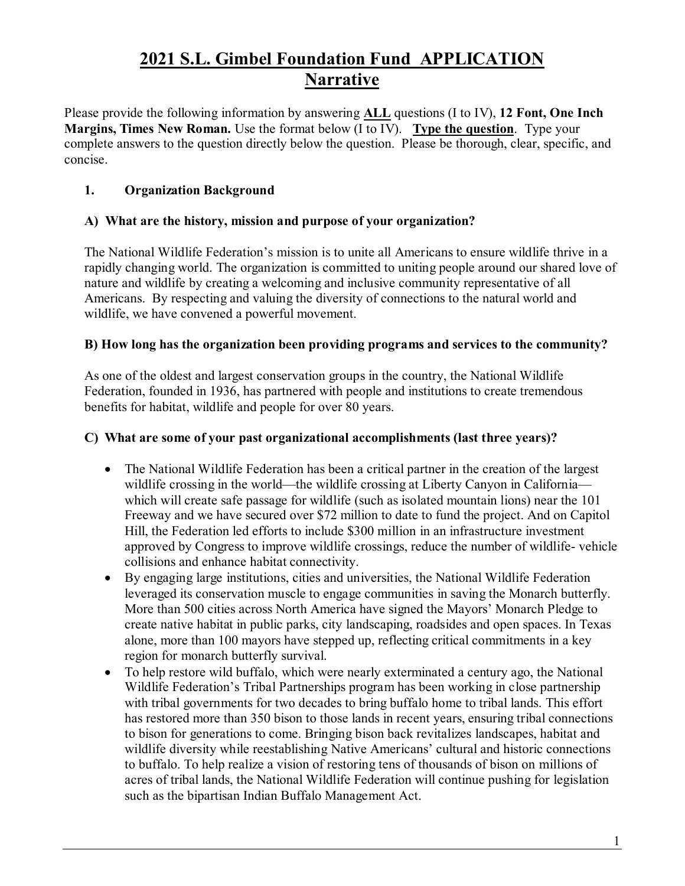# 2021 S.L. Gimbel Foundation Fund APPLICATION Narrative

Please provide the following information by answering **ALL** questions (I to IV), **12 Font, One Inch Margins, Times New Roman.** Use the format below (I to IV). **Type the question**. Type your complete answers to the question directly below the question. Please be thorough, clear, specific, and concise.

## 1. Organization Background

### A) What are the history, mission and purpose of your organization?

The National Wildlife Federation's mission is to unite all Americans to ensure wildlife thrive in a rapidly changing world. The organization is committed to uniting people around our shared love of nature and wildlife by creating a welcoming and inclusive community representative of all Americans. By respecting and valuing the diversity of connections to the natural world and wildlife, we have convened a powerful movement.

### B) How long has the organization been providing programs and services to the community?

As one of the oldest and largest conservation groups in the country, the National Wildlife Federation, founded in 1936, has partnered with people and institutions to create tremendous benefits for habitat, wildlife and people for over 80 years.

### C) What are some of your past organizational accomplishments (last three years)?

- The National Wildlife Federation has been a critical partner in the creation of the largest wildlife crossing in the world—the wildlife crossing at Liberty Canyon in California—which will create safe passage for wildlife (such as isolated mountain lions) near the 101 Freeway and we have secured over $72 million to date to fund the project. And on Capitol Hill, the Federation led efforts to include $300 million in an infrastructure investment approved by Congress to improve wildlife crossings, reduce the number of wildlife- vehicle collisions and enhance habitat connectivity.
- By engaging large institutions, cities and universities, the National Wildlife Federation leveraged its conservation muscle to engage communities in saving the Monarch butterfly. More than 500 cities across North America have signed the Mayors' Monarch Pledge to create native habitat in public parks, city landscaping, roadsides and open spaces. In Texas alone, more than 100 mayors have stepped up, reflecting critical commitments in a key region for monarch butterfly survival.
- To help restore wild buffalo, which were nearly exterminated a century ago, the National Wildlife Federation's Tribal Partnerships program has been working in close partnership with tribal governments for two decades to bring buffalo home to tribal lands. This effort has restored more than 350 bison to those lands in recent years, ensuring tribal connections to bison for generations to come. Bringing bison back revitalizes landscapes, habitat and wildlife diversity while reestablishing Native Americans' cultural and historic connections to buffalo. To help realize a vision of restoring tens of thousands of bison on millions of acres of tribal lands, the National Wildlife Federation will continue pushing for legislation such as the bipartisan Indian Buffalo Management Act.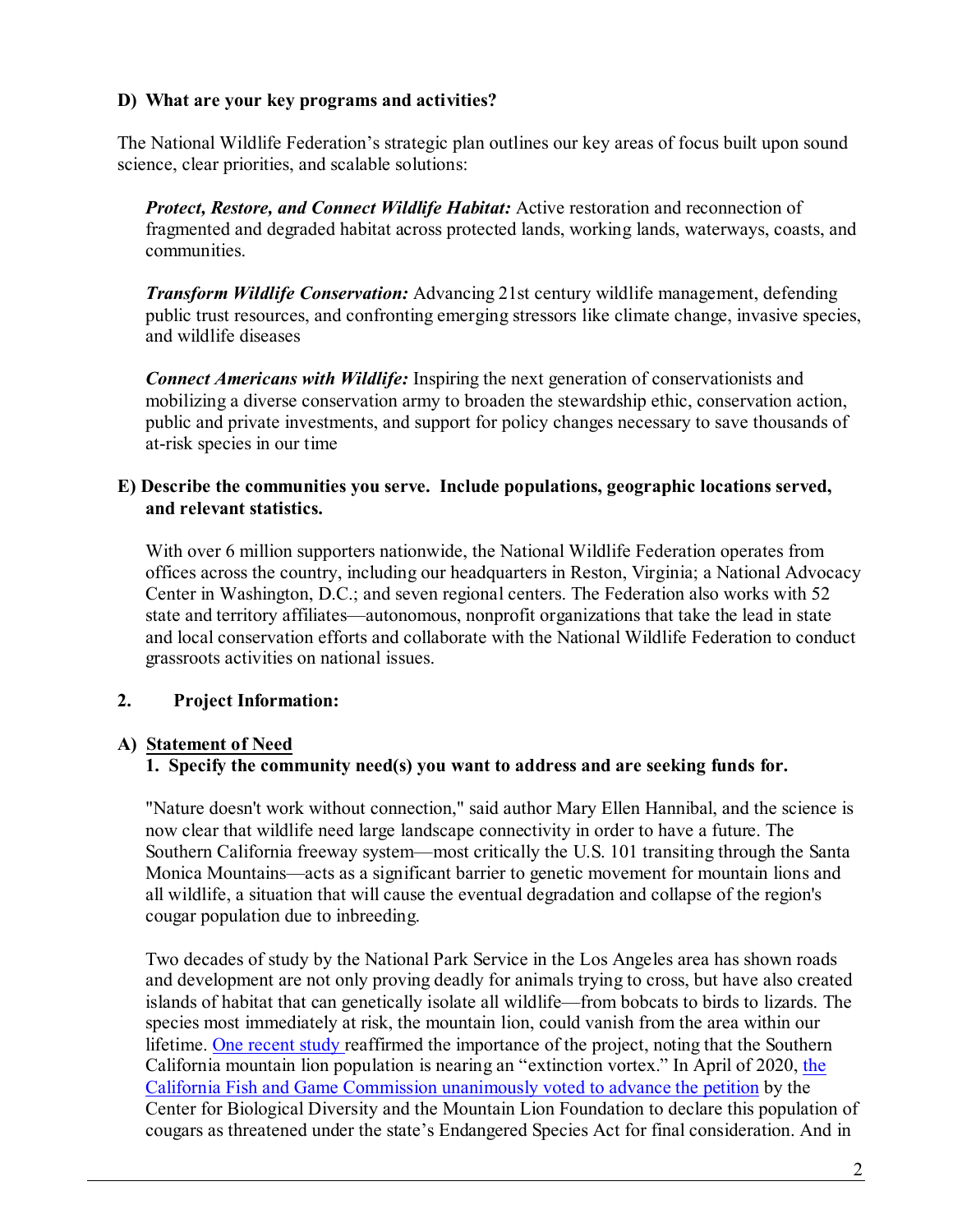**D) What are your key programs and activities?**

The National Wildlife Federation's strategic plan outlines our key areas of focus built upon sound science, clear priorities, and scalable solutions:

***Protect, Restore, and Connect Wildlife Habitat:*** Active restoration and reconnection of fragmented and degraded habitat across protected lands, working lands, waterways, coasts, and communities.

***Transform Wildlife Conservation:*** Advancing 21st century wildlife management, defending public trust resources, and confronting emerging stressors like climate change, invasive species, and wildlife diseases

***Connect Americans with Wildlife:*** Inspiring the next generation of conservationists and mobilizing a diverse conservation army to broaden the stewardship ethic, conservation action, public and private investments, and support for policy changes necessary to save thousands of at-risk species in our time

**E) Describe the communities you serve. Include populations, geographic locations served, and relevant statistics.**

With over 6 million supporters nationwide, the National Wildlife Federation operates from offices across the country, including our headquarters in Reston, Virginia; a National Advocacy Center in Washington, D.C.; and seven regional centers. The Federation also works with 52 state and territory affiliates—autonomous, nonprofit organizations that take the lead in state and local conservation efforts and collaborate with the National Wildlife Federation to conduct grassroots activities on national issues.

**2. Project Information:**

**A) Statement of Need**

**1. Specify the community need(s) you want to address and are seeking funds for.**

"Nature doesn't work without connection," said author Mary Ellen Hannibal, and the science is now clear that wildlife need large landscape connectivity in order to have a future. The Southern California freeway system—most critically the U.S. 101 transiting through the Santa Monica Mountains—acts as a significant barrier to genetic movement for mountain lions and all wildlife, a situation that will cause the eventual degradation and collapse of the region's cougar population due to inbreeding.

Two decades of study by the National Park Service in the Los Angeles area has shown roads and development are not only proving deadly for animals trying to cross, but have also created islands of habitat that can genetically isolate all wildlife—from bobcats to birds to lizards. The species most immediately at risk, the mountain lion, could vanish from the area within our lifetime. One recent study reaffirmed the importance of the project, noting that the Southern California mountain lion population is nearing an "extinction vortex." In April of 2020, the California Fish and Game Commission unanimously voted to advance the petition by the Center for Biological Diversity and the Mountain Lion Foundation to declare this population of cougars as threatened under the state's Endangered Species Act for final consideration. And in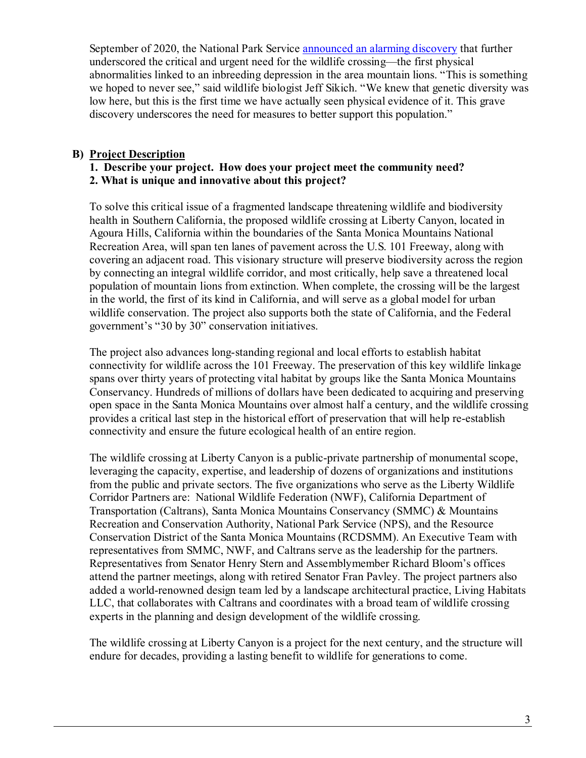September of 2020, the National Park Service announced an alarming discovery that further underscored the critical and urgent need for the wildlife crossing—the first physical abnormalities linked to an inbreeding depression in the area mountain lions. "This is something we hoped to never see," said wildlife biologist Jeff Sikich. "We knew that genetic diversity was low here, but this is the first time we have actually seen physical evidence of it. This grave discovery underscores the need for measures to better support this population."

## B) Project Description

**1. Describe your project. How does your project meet the community need?**
**2. What is unique and innovative about this project?**

To solve this critical issue of a fragmented landscape threatening wildlife and biodiversity health in Southern California, the proposed wildlife crossing at Liberty Canyon, located in Agoura Hills, California within the boundaries of the Santa Monica Mountains National Recreation Area, will span ten lanes of pavement across the U.S. 101 Freeway, along with covering an adjacent road. This visionary structure will preserve biodiversity across the region by connecting an integral wildlife corridor, and most critically, help save a threatened local population of mountain lions from extinction. When complete, the crossing will be the largest in the world, the first of its kind in California, and will serve as a global model for urban wildlife conservation. The project also supports both the state of California, and the Federal government's "30 by 30" conservation initiatives.

The project also advances long-standing regional and local efforts to establish habitat connectivity for wildlife across the 101 Freeway. The preservation of this key wildlife linkage spans over thirty years of protecting vital habitat by groups like the Santa Monica Mountains Conservancy. Hundreds of millions of dollars have been dedicated to acquiring and preserving open space in the Santa Monica Mountains over almost half a century, and the wildlife crossing provides a critical last step in the historical effort of preservation that will help re-establish connectivity and ensure the future ecological health of an entire region.

The wildlife crossing at Liberty Canyon is a public-private partnership of monumental scope, leveraging the capacity, expertise, and leadership of dozens of organizations and institutions from the public and private sectors. The five organizations who serve as the Liberty Wildlife Corridor Partners are: National Wildlife Federation (NWF), California Department of Transportation (Caltrans), Santa Monica Mountains Conservancy (SMMC) & Mountains Recreation and Conservation Authority, National Park Service (NPS), and the Resource Conservation District of the Santa Monica Mountains (RCDSMM). An Executive Team with representatives from SMMC, NWF, and Caltrans serve as the leadership for the partners. Representatives from Senator Henry Stern and Assemblymember Richard Bloom's offices attend the partner meetings, along with retired Senator Fran Pavley. The project partners also added a world-renowned design team led by a landscape architectural practice, Living Habitats LLC, that collaborates with Caltrans and coordinates with a broad team of wildlife crossing experts in the planning and design development of the wildlife crossing.

The wildlife crossing at Liberty Canyon is a project for the next century, and the structure will endure for decades, providing a lasting benefit to wildlife for generations to come.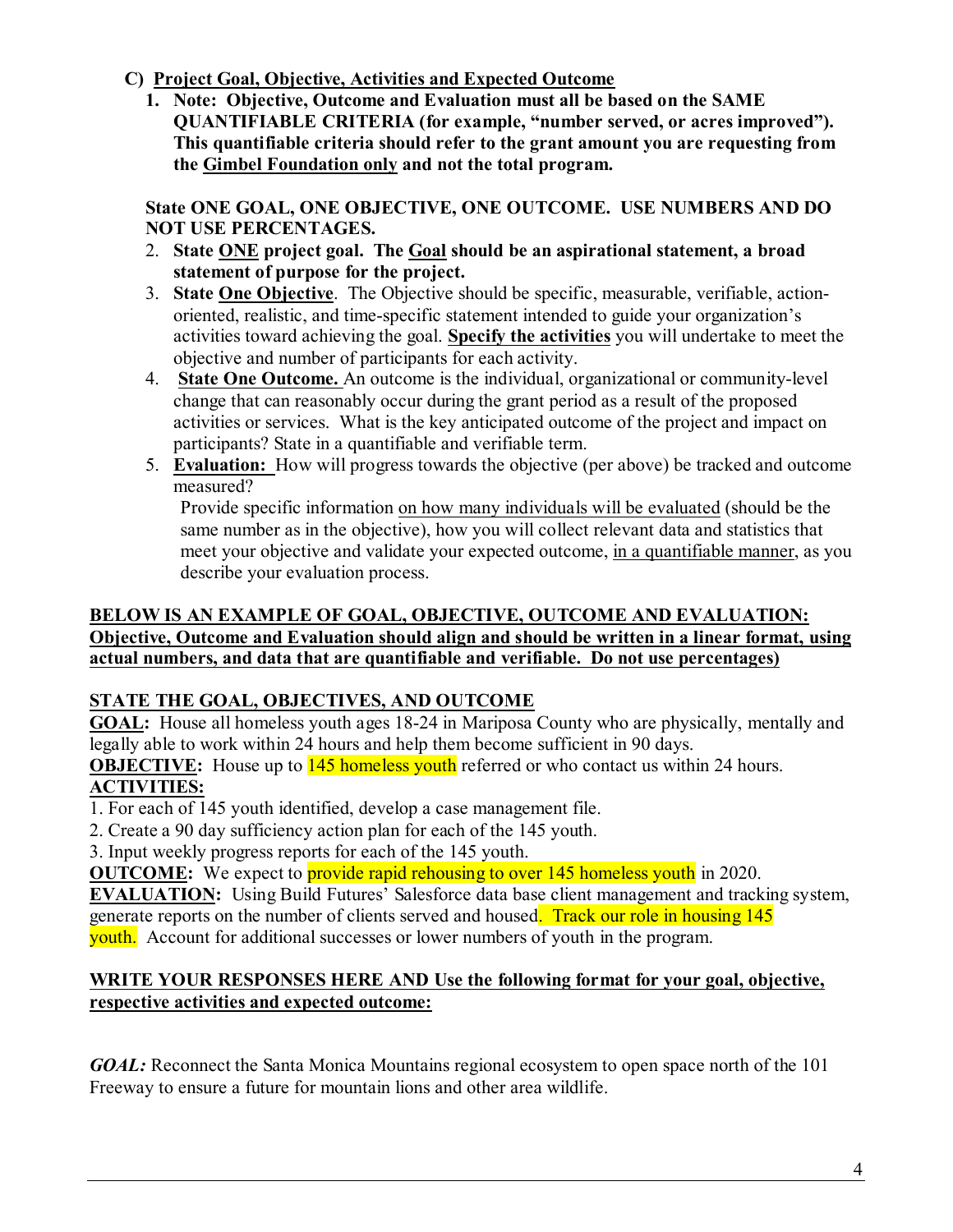**C) <u>Project Goal, Objective, Activities and Expected Outcome</u>**

1. **Note: Objective, Outcome and Evaluation must all be based on the SAME QUANTIFIABLE CRITERIA (for example, "number served, or acres improved"). This quantifiable criteria should refer to the grant amount you are requesting from the <u>Gimbel Foundation only</u> and not the total program.**

**State ONE GOAL, ONE OBJECTIVE, ONE OUTCOME. USE NUMBERS AND DO NOT USE PERCENTAGES.**

2. **State <u>ONE</u> project goal. The <u>Goal</u> should be an aspirational statement, a broad statement of purpose for the project.**
3. **State <u>One Objective</u>**. The Objective should be specific, measurable, verifiable, action-oriented, realistic, and time-specific statement intended to guide your organization's activities toward achieving the goal. **<u>Specify the activities</u>** you will undertake to meet the objective and number of participants for each activity.
4. **<u>State One Outcome.</u>** An outcome is the individual, organizational or community-level change that can reasonably occur during the grant period as a result of the proposed activities or services. What is the key anticipated outcome of the project and impact on participants? State in a quantifiable and verifiable term.
5. **<u>Evaluation:</u>** How will progress towards the objective (per above) be tracked and outcome measured?
   Provide specific information <u>on how many individuals will be evaluated</u> (should be the same number as in the objective), how you will collect relevant data and statistics that meet your objective and validate your expected outcome, <u>in a quantifiable manner</u>, as you describe your evaluation process.

**<u>BELOW IS AN EXAMPLE OF GOAL, OBJECTIVE, OUTCOME AND EVALUATION: Objective, Outcome and Evaluation should align and should be written in a linear format, using actual numbers, and data that are quantifiable and verifiable. Do not use percentages)</u>**

**<u>STATE THE GOAL, OBJECTIVES, AND OUTCOME</u>**

**<u>GOAL</u>:** House all homeless youth ages 18-24 in Mariposa County who are physically, mentally and legally able to work within 24 hours and help them become sufficient in 90 days.

**<u>OBJECTIVE</u>:** House up to 145 homeless youth referred or who contact us within 24 hours.

**<u>ACTIVITIES:</u>**

1. For each of 145 youth identified, develop a case management file.
2. Create a 90 day sufficiency action plan for each of the 145 youth.
3. Input weekly progress reports for each of the 145 youth.

**<u>OUTCOME</u>:** We expect to provide rapid rehousing to over 145 homeless youth in 2020.

**<u>EVALUATION</u>:** Using Build Futures' Salesforce data base client management and tracking system, generate reports on the number of clients served and housed. Track our role in housing 145 youth. Account for additional successes or lower numbers of youth in the program.

**<u>WRITE YOUR RESPONSES HERE AND Use the following format for your goal, objective, respective activities and expected outcome:</u>**

***GOAL:*** Reconnect the Santa Monica Mountains regional ecosystem to open space north of the 101 Freeway to ensure a future for mountain lions and other area wildlife.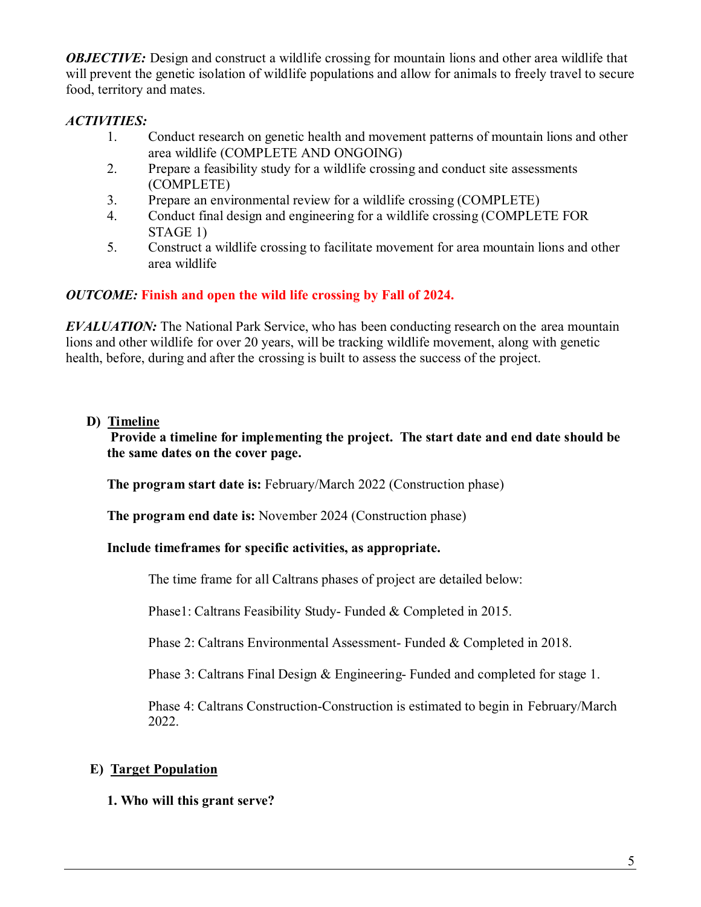***OBJECTIVE:*** Design and construct a wildlife crossing for mountain lions and other area wildlife that will prevent the genetic isolation of wildlife populations and allow for animals to freely travel to secure food, territory and mates.

***ACTIVITIES:***

1. Conduct research on genetic health and movement patterns of mountain lions and other area wildlife (COMPLETE AND ONGOING)
2. Prepare a feasibility study for a wildlife crossing and conduct site assessments (COMPLETE)
3. Prepare an environmental review for a wildlife crossing (COMPLETE)
4. Conduct final design and engineering for a wildlife crossing (COMPLETE FOR STAGE 1)
5. Construct a wildlife crossing to facilitate movement for area mountain lions and other area wildlife

***OUTCOME:*** **Finish and open the wild life crossing by Fall of 2024.**

***EVALUATION:*** The National Park Service, who has been conducting research on the area mountain lions and other wildlife for over 20 years, will be tracking wildlife movement, along with genetic health, before, during and after the crossing is built to assess the success of the project.

## D) Timeline

**Provide a timeline for implementing the project. The start date and end date should be the same dates on the cover page.**

**The program start date is:** February/March 2022 (Construction phase)

**The program end date is:** November 2024 (Construction phase)

**Include timeframes for specific activities, as appropriate.**

The time frame for all Caltrans phases of project are detailed below:

Phase1: Caltrans Feasibility Study- Funded & Completed in 2015.

Phase 2: Caltrans Environmental Assessment- Funded & Completed in 2018.

Phase 3: Caltrans Final Design & Engineering- Funded and completed for stage 1.

Phase 4: Caltrans Construction-Construction is estimated to begin in February/March 2022.

## E) Target Population

**1. Who will this grant serve?**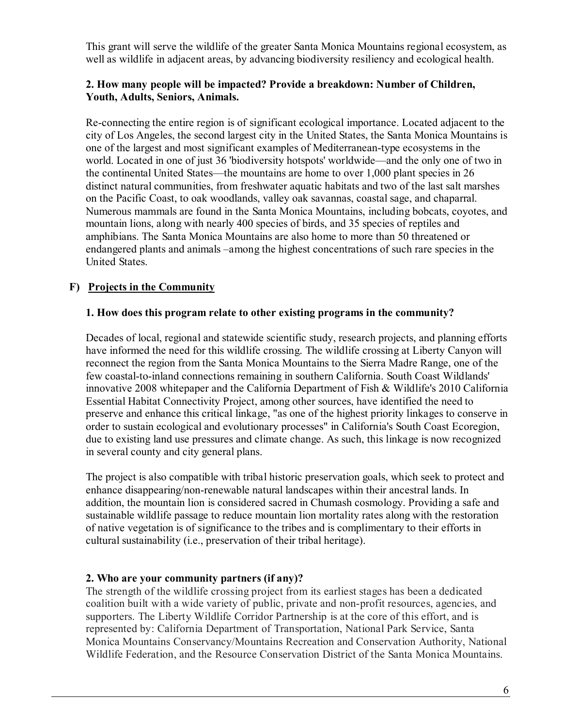This grant will serve the wildlife of the greater Santa Monica Mountains regional ecosystem, as well as wildlife in adjacent areas, by advancing biodiversity resiliency and ecological health.

**2. How many people will be impacted? Provide a breakdown: Number of Children, Youth, Adults, Seniors, Animals.**

Re-connecting the entire region is of significant ecological importance. Located adjacent to the city of Los Angeles, the second largest city in the United States, the Santa Monica Mountains is one of the largest and most significant examples of Mediterranean-type ecosystems in the world. Located in one of just 36 'biodiversity hotspots' worldwide—and the only one of two in the continental United States—the mountains are home to over 1,000 plant species in 26 distinct natural communities, from freshwater aquatic habitats and two of the last salt marshes on the Pacific Coast, to oak woodlands, valley oak savannas, coastal sage, and chaparral. Numerous mammals are found in the Santa Monica Mountains, including bobcats, coyotes, and mountain lions, along with nearly 400 species of birds, and 35 species of reptiles and amphibians. The Santa Monica Mountains are also home to more than 50 threatened or endangered plants and animals –among the highest concentrations of such rare species in the United States.

## F) Projects in the Community

**1. How does this program relate to other existing programs in the community?**

Decades of local, regional and statewide scientific study, research projects, and planning efforts have informed the need for this wildlife crossing. The wildlife crossing at Liberty Canyon will reconnect the region from the Santa Monica Mountains to the Sierra Madre Range, one of the few coastal-to-inland connections remaining in southern California. South Coast Wildlands' innovative 2008 whitepaper and the California Department of Fish & Wildlife's 2010 California Essential Habitat Connectivity Project, among other sources, have identified the need to preserve and enhance this critical linkage, "as one of the highest priority linkages to conserve in order to sustain ecological and evolutionary processes" in California's South Coast Ecoregion, due to existing land use pressures and climate change. As such, this linkage is now recognized in several county and city general plans.

The project is also compatible with tribal historic preservation goals, which seek to protect and enhance disappearing/non-renewable natural landscapes within their ancestral lands. In addition, the mountain lion is considered sacred in Chumash cosmology. Providing a safe and sustainable wildlife passage to reduce mountain lion mortality rates along with the restoration of native vegetation is of significance to the tribes and is complimentary to their efforts in cultural sustainability (i.e., preservation of their tribal heritage).

**2. Who are your community partners (if any)?**

The strength of the wildlife crossing project from its earliest stages has been a dedicated coalition built with a wide variety of public, private and non-profit resources, agencies, and supporters. The Liberty Wildlife Corridor Partnership is at the core of this effort, and is represented by: California Department of Transportation, National Park Service, Santa Monica Mountains Conservancy/Mountains Recreation and Conservation Authority, National Wildlife Federation, and the Resource Conservation District of the Santa Monica Mountains.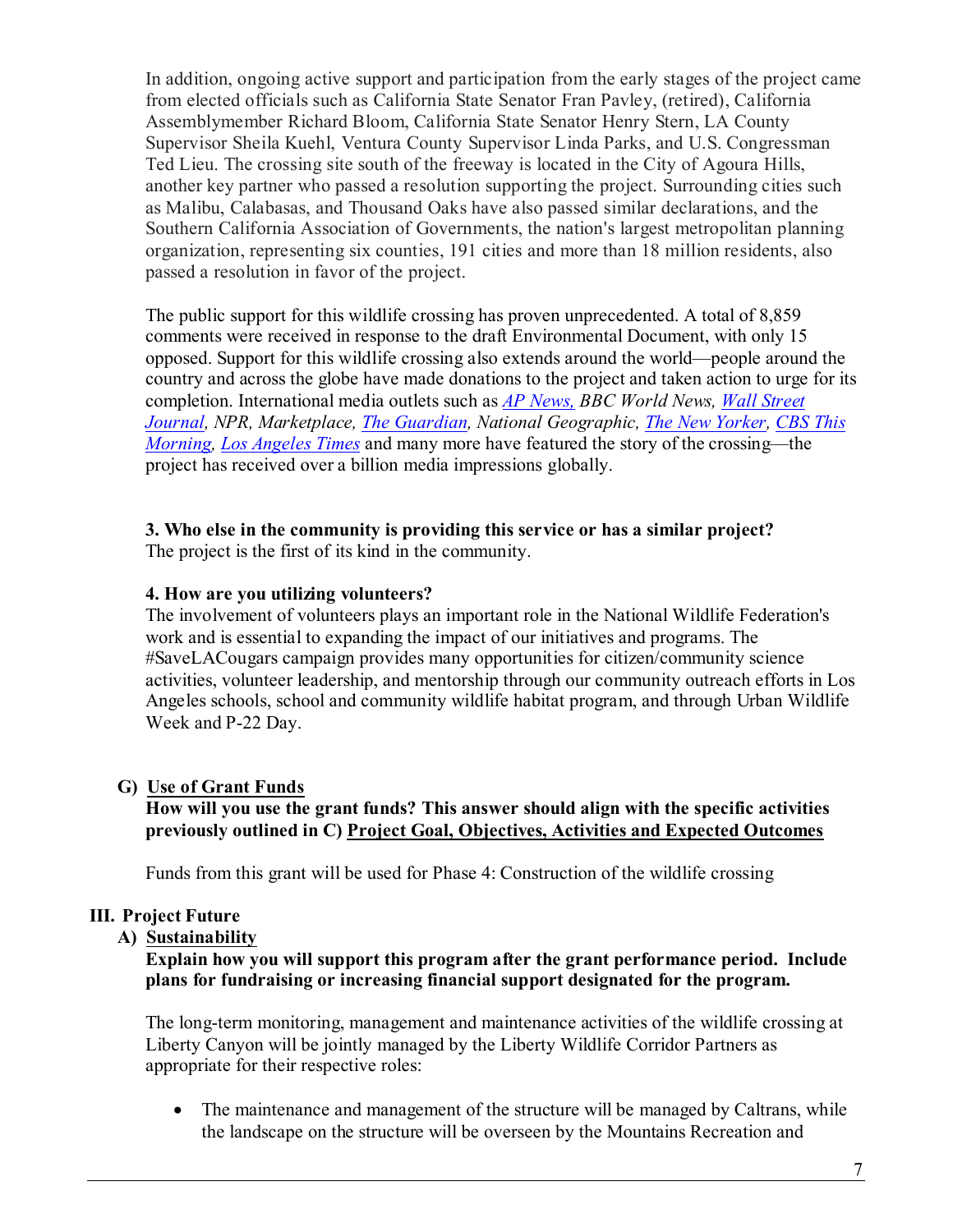In addition, ongoing active support and participation from the early stages of the project came from elected officials such as California State Senator Fran Pavley, (retired), California Assemblymember Richard Bloom, California State Senator Henry Stern, LA County Supervisor Sheila Kuehl, Ventura County Supervisor Linda Parks, and U.S. Congressman Ted Lieu. The crossing site south of the freeway is located in the City of Agoura Hills, another key partner who passed a resolution supporting the project. Surrounding cities such as Malibu, Calabasas, and Thousand Oaks have also passed similar declarations, and the Southern California Association of Governments, the nation's largest metropolitan planning organization, representing six counties, 191 cities and more than 18 million residents, also passed a resolution in favor of the project.

The public support for this wildlife crossing has proven unprecedented. A total of 8,859 comments were received in response to the draft Environmental Document, with only 15 opposed. Support for this wildlife crossing also extends around the world—people around the country and across the globe have made donations to the project and taken action to urge for its completion. International media outlets such as *AP News, BBC World News, Wall Street Journal, NPR, Marketplace, The Guardian, National Geographic, The New Yorker, CBS This Morning, Los Angeles Times* and many more have featured the story of the crossing—the project has received over a billion media impressions globally.

**3. Who else in the community is providing this service or has a similar project?**
The project is the first of its kind in the community.

**4. How are you utilizing volunteers?**
The involvement of volunteers plays an important role in the National Wildlife Federation's work and is essential to expanding the impact of our initiatives and programs. The #SaveLACougars campaign provides many opportunities for citizen/community science activities, volunteer leadership, and mentorship through our community outreach efforts in Los Angeles schools, school and community wildlife habitat program, and through Urban Wildlife Week and P-22 Day.

### G) Use of Grant Funds

**How will you use the grant funds? This answer should align with the specific activities previously outlined in C) Project Goal, Objectives, Activities and Expected Outcomes**

Funds from this grant will be used for Phase 4: Construction of the wildlife crossing

## III. Project Future

### A) Sustainability

**Explain how you will support this program after the grant performance period. Include plans for fundraising or increasing financial support designated for the program.**

The long-term monitoring, management and maintenance activities of the wildlife crossing at Liberty Canyon will be jointly managed by the Liberty Wildlife Corridor Partners as appropriate for their respective roles:

- The maintenance and management of the structure will be managed by Caltrans, while the landscape on the structure will be overseen by the Mountains Recreation and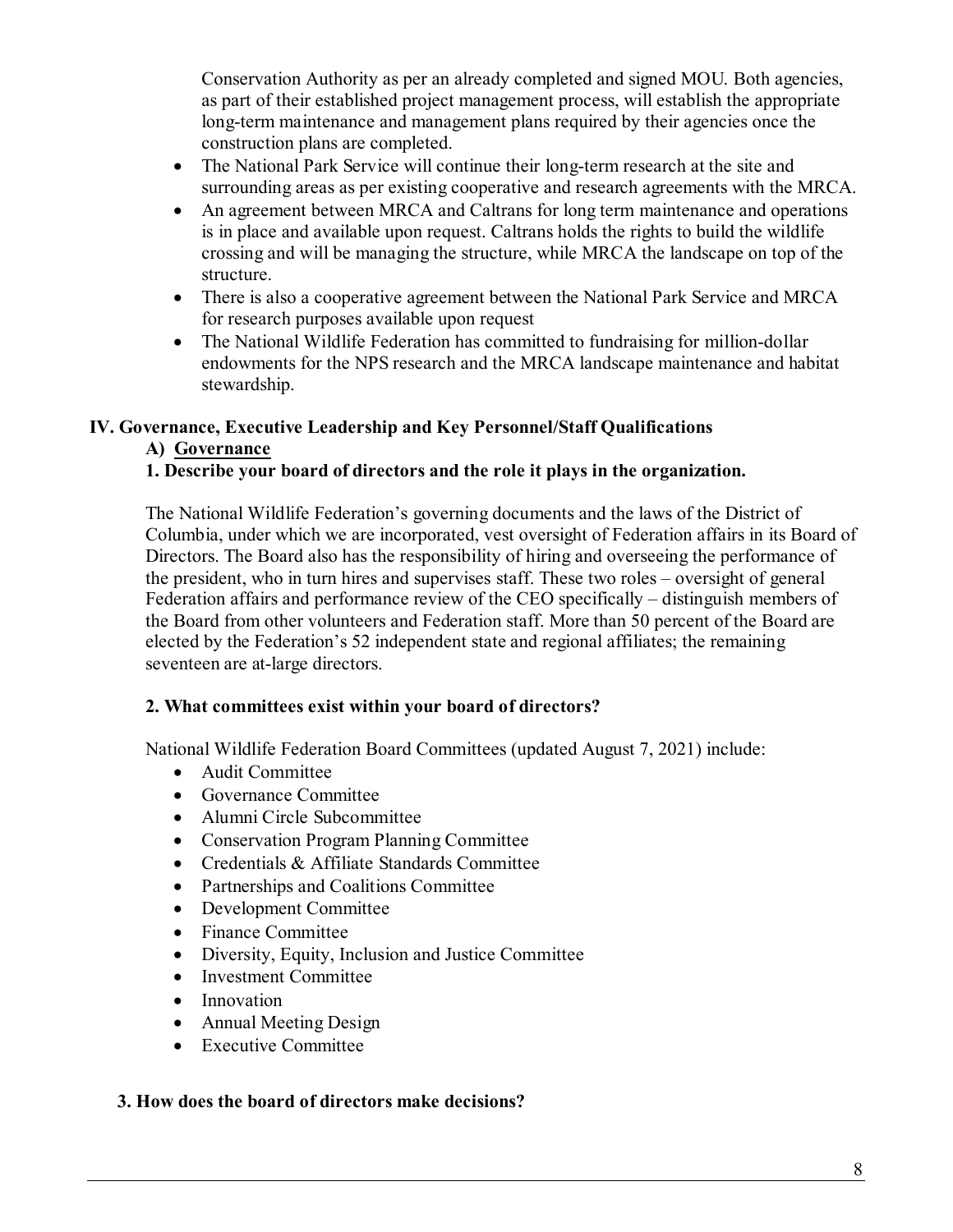Conservation Authority as per an already completed and signed MOU. Both agencies, as part of their established project management process, will establish the appropriate long-term maintenance and management plans required by their agencies once the construction plans are completed.

- The National Park Service will continue their long-term research at the site and surrounding areas as per existing cooperative and research agreements with the MRCA.
- An agreement between MRCA and Caltrans for long term maintenance and operations is in place and available upon request. Caltrans holds the rights to build the wildlife crossing and will be managing the structure, while MRCA the landscape on top of the structure.
- There is also a cooperative agreement between the National Park Service and MRCA for research purposes available upon request
- The National Wildlife Federation has committed to fundraising for million-dollar endowments for the NPS research and the MRCA landscape maintenance and habitat stewardship.

## IV. Governance, Executive Leadership and Key Personnel/Staff Qualifications

### A) <u>Governance</u>

**1. Describe your board of directors and the role it plays in the organization.**

The National Wildlife Federation's governing documents and the laws of the District of Columbia, under which we are incorporated, vest oversight of Federation affairs in its Board of Directors. The Board also has the responsibility of hiring and overseeing the performance of the president, who in turn hires and supervises staff. These two roles – oversight of general Federation affairs and performance review of the CEO specifically – distinguish members of the Board from other volunteers and Federation staff. More than 50 percent of the Board are elected by the Federation's 52 independent state and regional affiliates; the remaining seventeen are at-large directors.

**2. What committees exist within your board of directors?**

National Wildlife Federation Board Committees (updated August 7, 2021) include:

- Audit Committee
- Governance Committee
- Alumni Circle Subcommittee
- Conservation Program Planning Committee
- Credentials & Affiliate Standards Committee
- Partnerships and Coalitions Committee
- Development Committee
- Finance Committee
- Diversity, Equity, Inclusion and Justice Committee
- Investment Committee
- Innovation
- Annual Meeting Design
- Executive Committee

**3. How does the board of directors make decisions?**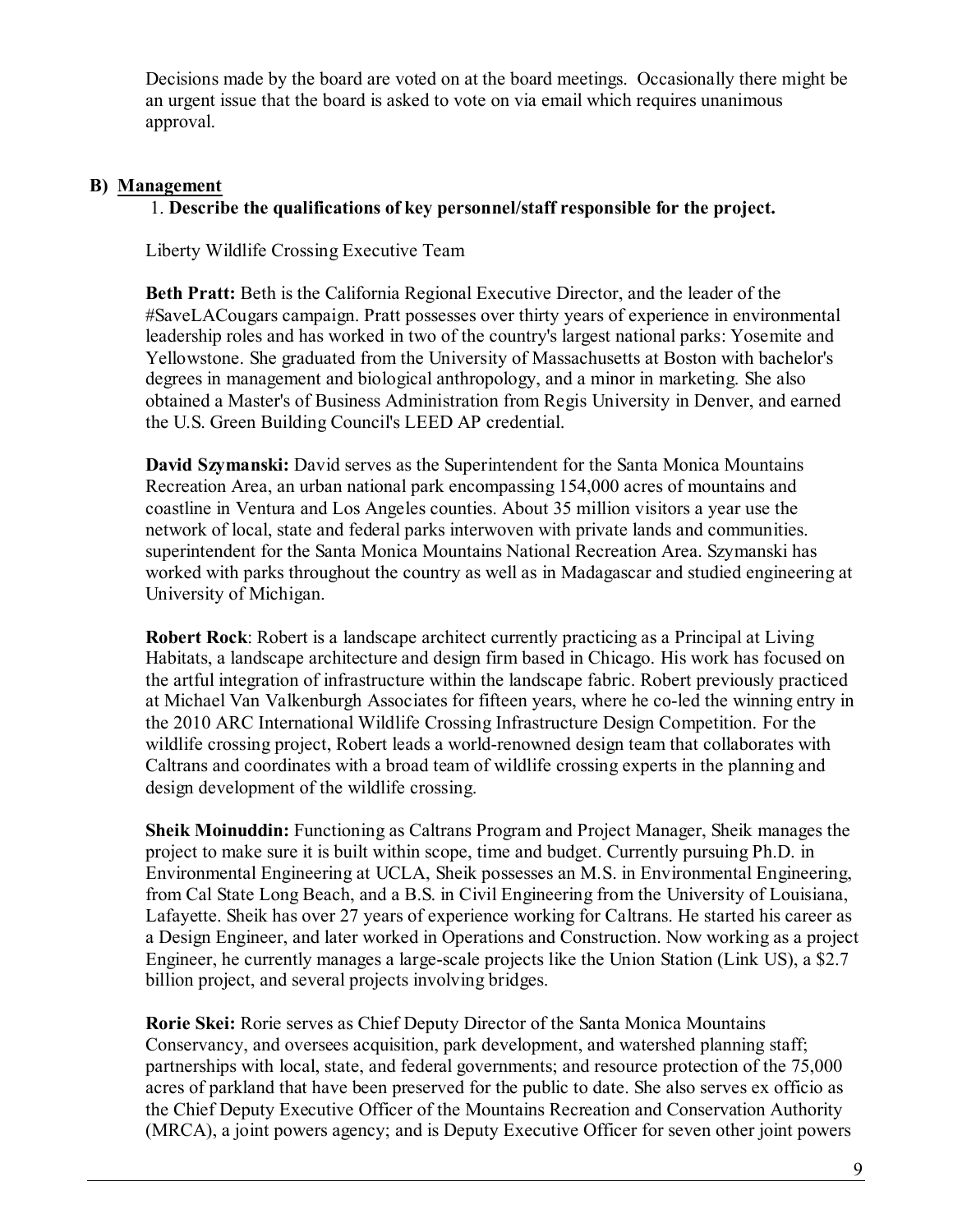Decisions made by the board are voted on at the board meetings. Occasionally there might be an urgent issue that the board is asked to vote on via email which requires unanimous approval.

## B) Management

1. **Describe the qualifications of key personnel/staff responsible for the project.**

Liberty Wildlife Crossing Executive Team

**Beth Pratt:** Beth is the California Regional Executive Director, and the leader of the #SaveLACougars campaign. Pratt possesses over thirty years of experience in environmental leadership roles and has worked in two of the country's largest national parks: Yosemite and Yellowstone. She graduated from the University of Massachusetts at Boston with bachelor's degrees in management and biological anthropology, and a minor in marketing. She also obtained a Master's of Business Administration from Regis University in Denver, and earned the U.S. Green Building Council's LEED AP credential.

**David Szymanski:** David serves as the Superintendent for the Santa Monica Mountains Recreation Area, an urban national park encompassing 154,000 acres of mountains and coastline in Ventura and Los Angeles counties. About 35 million visitors a year use the network of local, state and federal parks interwoven with private lands and communities. superintendent for the Santa Monica Mountains National Recreation Area. Szymanski has worked with parks throughout the country as well as in Madagascar and studied engineering at University of Michigan.

**Robert Rock**: Robert is a landscape architect currently practicing as a Principal at Living Habitats, a landscape architecture and design firm based in Chicago. His work has focused on the artful integration of infrastructure within the landscape fabric. Robert previously practiced at Michael Van Valkenburgh Associates for fifteen years, where he co-led the winning entry in the 2010 ARC International Wildlife Crossing Infrastructure Design Competition. For the wildlife crossing project, Robert leads a world-renowned design team that collaborates with Caltrans and coordinates with a broad team of wildlife crossing experts in the planning and design development of the wildlife crossing.

**Sheik Moinuddin:** Functioning as Caltrans Program and Project Manager, Sheik manages the project to make sure it is built within scope, time and budget. Currently pursuing Ph.D. in Environmental Engineering at UCLA, Sheik possesses an M.S. in Environmental Engineering, from Cal State Long Beach, and a B.S. in Civil Engineering from the University of Louisiana, Lafayette. Sheik has over 27 years of experience working for Caltrans. He started his career as a Design Engineer, and later worked in Operations and Construction. Now working as a project Engineer, he currently manages a large-scale projects like the Union Station (Link US), a $2.7 billion project, and several projects involving bridges.

**Rorie Skei:** Rorie serves as Chief Deputy Director of the Santa Monica Mountains Conservancy, and oversees acquisition, park development, and watershed planning staff; partnerships with local, state, and federal governments; and resource protection of the 75,000 acres of parkland that have been preserved for the public to date. She also serves ex officio as the Chief Deputy Executive Officer of the Mountains Recreation and Conservation Authority (MRCA), a joint powers agency; and is Deputy Executive Officer for seven other joint powers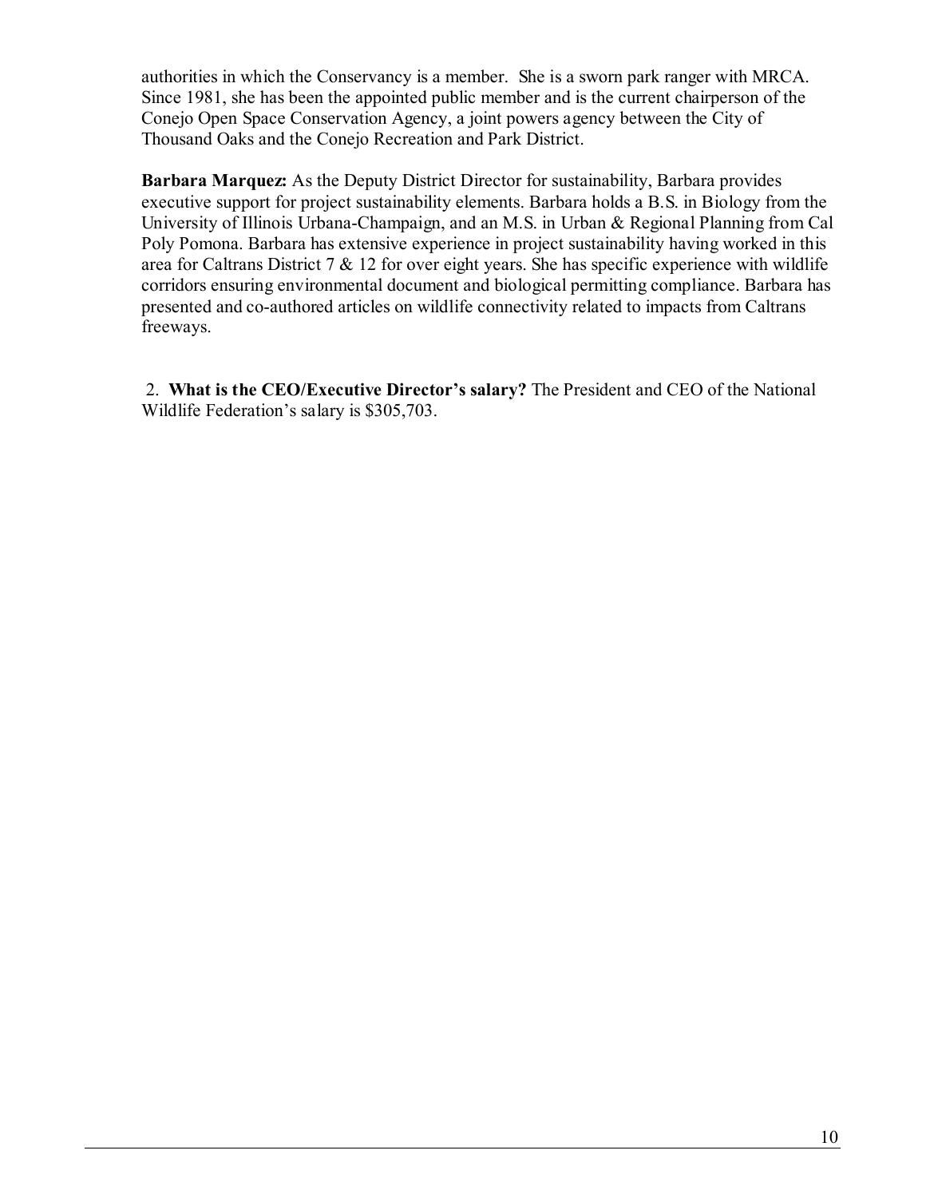authorities in which the Conservancy is a member. She is a sworn park ranger with MRCA. Since 1981, she has been the appointed public member and is the current chairperson of the Conejo Open Space Conservation Agency, a joint powers agency between the City of Thousand Oaks and the Conejo Recreation and Park District.

**Barbara Marquez:** As the Deputy District Director for sustainability, Barbara provides executive support for project sustainability elements. Barbara holds a B.S. in Biology from the University of Illinois Urbana-Champaign, and an M.S. in Urban & Regional Planning from Cal Poly Pomona. Barbara has extensive experience in project sustainability having worked in this area for Caltrans District 7 & 12 for over eight years. She has specific experience with wildlife corridors ensuring environmental document and biological permitting compliance. Barbara has presented and co-authored articles on wildlife connectivity related to impacts from Caltrans freeways.

2. **What is the CEO/Executive Director's salary?** The President and CEO of the National Wildlife Federation's salary is $305,703.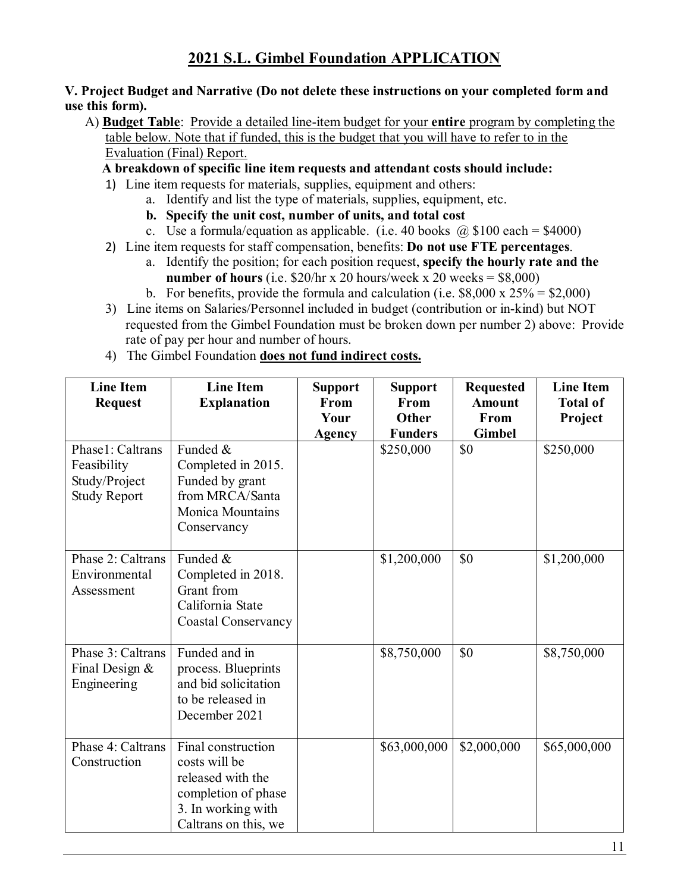## 2021 S.L. Gimbel Foundation APPLICATION

**V. Project Budget and Narrative (Do not delete these instructions on your completed form and use this form).**

A) **Budget Table**: Provide a detailed line-item budget for your **entire** program by completing the table below. Note that if funded, this is the budget that you will have to refer to in the Evaluation (Final) Report.

**A breakdown of specific line item requests and attendant costs should include:**

1) Line item requests for materials, supplies, equipment and others:
   a. Identify and list the type of materials, supplies, equipment, etc.
   b. **Specify the unit cost, number of units, and total cost**
   c. Use a formula/equation as applicable. (i.e. 40 books @ $100 each = $4000)
2) Line item requests for staff compensation, benefits: **Do not use FTE percentages**.
   a. Identify the position; for each position request, **specify the hourly rate and the number of hours** (i.e. $20/hr x 20 hours/week x 20 weeks = $8,000)
   b. For benefits, provide the formula and calculation (i.e. $8,000 x 25% = $2,000)
3) Line items on Salaries/Personnel included in budget (contribution or in-kind) but NOT requested from the Gimbel Foundation must be broken down per number 2) above: Provide rate of pay per hour and number of hours.
4) The Gimbel Foundation **does not fund indirect costs.**

| Line Item Request | Line Item Explanation | Support From Your Agency | Support From Other Funders | Requested Amount From Gimbel | Line Item Total of Project |
|---|---|---|---|---|---|
| Phase1: Caltrans Feasibility Study/Project Study Report | Funded & Completed in 2015. Funded by grant from MRCA/Santa Monica Mountains Conservancy | | $250,000 | $0 | $250,000 |
| Phase 2: Caltrans Environmental Assessment | Funded & Completed in 2018. Grant from California State Coastal Conservancy | | $1,200,000 | $0 | $1,200,000 |
| Phase 3: Caltrans Final Design & Engineering | Funded and in process. Blueprints and bid solicitation to be released in December 2021 | | $8,750,000 | $0 | $8,750,000 |
| Phase 4: Caltrans Construction | Final construction costs will be released with the completion of phase 3. In working with Caltrans on this, we | | $63,000,000 | $2,000,000 | $65,000,000 |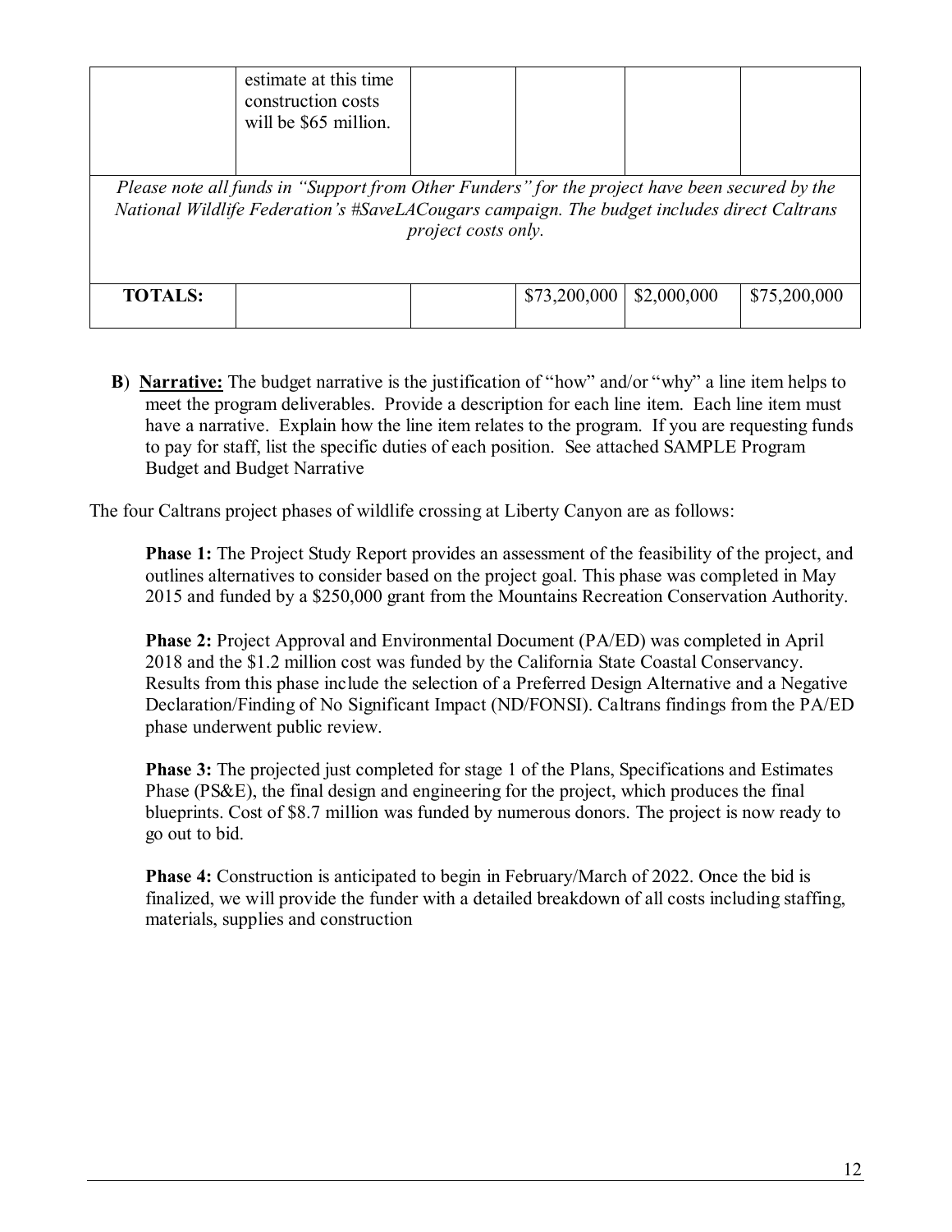|  | estimate at this time construction costs will be $65 million. |  |  |  |  |
|---|---|---|---|---|---|
| *Please note all funds in "Support from Other Funders" for the project have been secured by the National Wildlife Federation's #SaveLACougars campaign. The budget includes direct Caltrans project costs only.* |  |  |  |  |  |
| **TOTALS:** |  |  | $73,200,000 | $2,000,000 | $75,200,000 |

**B**) **Narrative:** The budget narrative is the justification of "how" and/or "why" a line item helps to meet the program deliverables. Provide a description for each line item. Each line item must have a narrative. Explain how the line item relates to the program. If you are requesting funds to pay for staff, list the specific duties of each position. See attached SAMPLE Program Budget and Budget Narrative

The four Caltrans project phases of wildlife crossing at Liberty Canyon are as follows:

**Phase 1:** The Project Study Report provides an assessment of the feasibility of the project, and outlines alternatives to consider based on the project goal. This phase was completed in May 2015 and funded by a $250,000 grant from the Mountains Recreation Conservation Authority.

**Phase 2:** Project Approval and Environmental Document (PA/ED) was completed in April 2018 and the $1.2 million cost was funded by the California State Coastal Conservancy. Results from this phase include the selection of a Preferred Design Alternative and a Negative Declaration/Finding of No Significant Impact (ND/FONSI). Caltrans findings from the PA/ED phase underwent public review.

**Phase 3:** The projected just completed for stage 1 of the Plans, Specifications and Estimates Phase (PS&E), the final design and engineering for the project, which produces the final blueprints. Cost of $8.7 million was funded by numerous donors. The project is now ready to go out to bid.

**Phase 4:** Construction is anticipated to begin in February/March of 2022. Once the bid is finalized, we will provide the funder with a detailed breakdown of all costs including staffing, materials, supplies and construction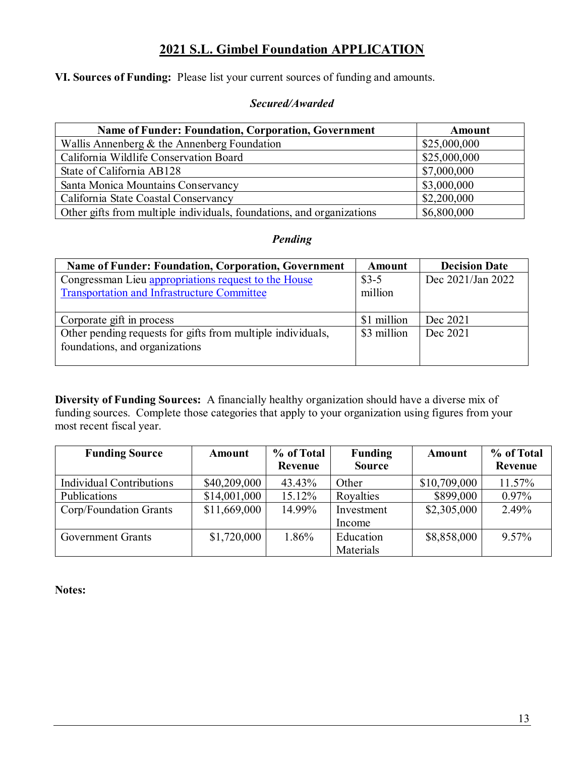# 2021 S.L. Gimbel Foundation APPLICATION

**VI. Sources of Funding:** Please list your current sources of funding and amounts.

***Secured/Awarded***

| Name of Funder: Foundation, Corporation, Government | Amount |
|---|---|
| Wallis Annenberg & the Annenberg Foundation | $25,000,000 |
| California Wildlife Conservation Board | $25,000,000 |
| State of California AB128 | $7,000,000 |
| Santa Monica Mountains Conservancy | $3,000,000 |
| California State Coastal Conservancy | $2,200,000 |
| Other gifts from multiple individuals, foundations, and organizations | $6,800,000 |

***Pending***

| Name of Funder: Foundation, Corporation, Government | Amount | Decision Date |
|---|---|---|
| Congressman Lieu appropriations request to the House Transportation and Infrastructure Committee | $3-5 million | Dec 2021/Jan 2022 |
| Corporate gift in process | $1 million | Dec 2021 |
| Other pending requests for gifts from multiple individuals, foundations, and organizations | $3 million | Dec 2021 |

**Diversity of Funding Sources:** A financially healthy organization should have a diverse mix of funding sources. Complete those categories that apply to your organization using figures from your most recent fiscal year.

| Funding Source | Amount | % of Total Revenue | Funding Source | Amount | % of Total Revenue |
|---|---|---|---|---|---|
| Individual Contributions | $40,209,000 | 43.43% | Other | $10,709,000 | 11.57% |
| Publications | $14,001,000 | 15.12% | Royalties | $899,000 | 0.97% |
| Corp/Foundation Grants | $11,669,000 | 14.99% | Investment Income | $2,305,000 | 2.49% |
| Government Grants | $1,720,000 | 1.86% | Education Materials | $8,858,000 | 9.57% |

**Notes:**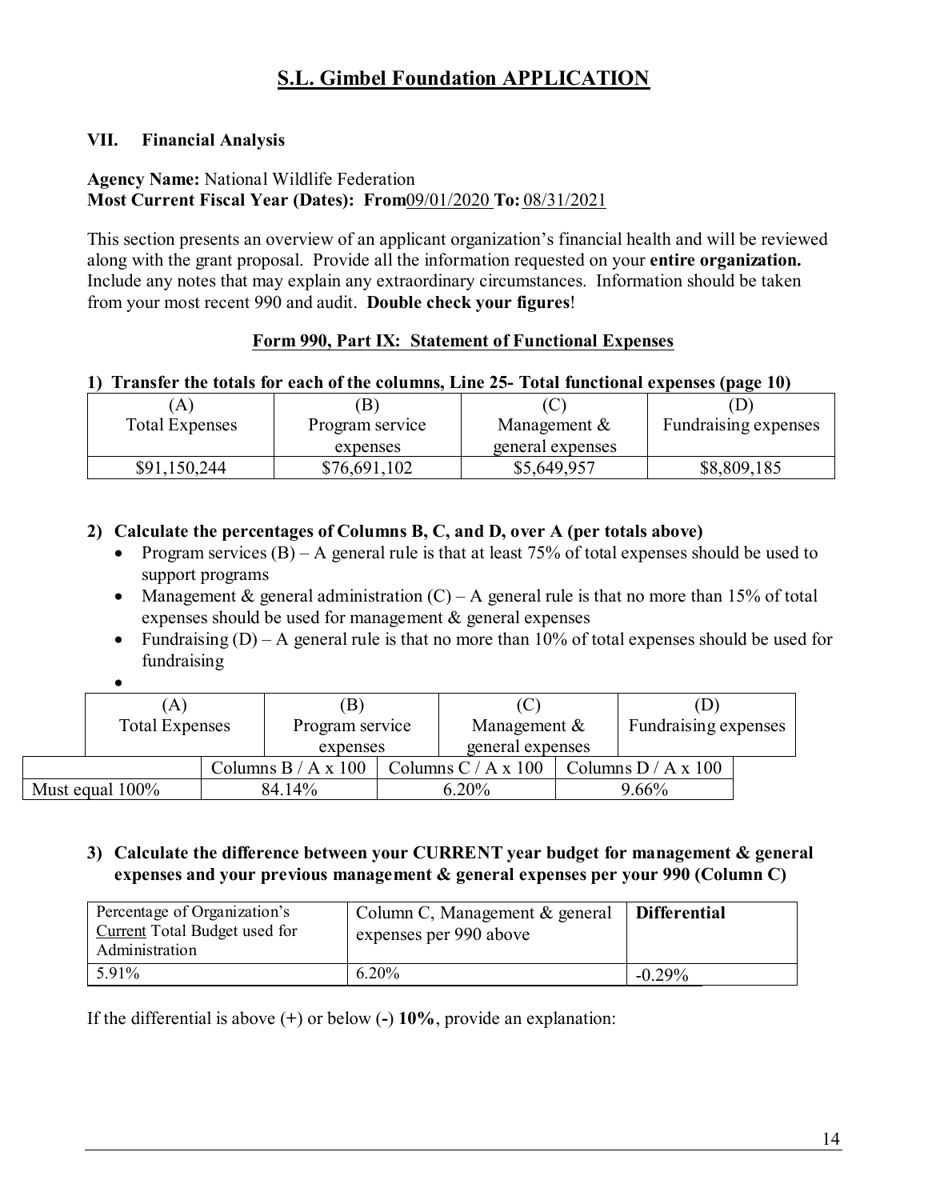# S.L. Gimbel Foundation APPLICATION

## VII. Financial Analysis

**Agency Name:** National Wildlife Federation
**Most Current Fiscal Year (Dates): From** 09/01/2020 **To:** 08/31/2021

This section presents an overview of an applicant organization's financial health and will be reviewed along with the grant proposal. Provide all the information requested on your **entire organization.** Include any notes that may explain any extraordinary circumstances. Information should be taken from your most recent 990 and audit. **Double check your figures**!

### Form 990, Part IX: Statement of Functional Expenses

**1) Transfer the totals for each of the columns, Line 25- Total functional expenses (page 10)**

| (A) Total Expenses | (B) Program service expenses | (C) Management & general expenses | (D) Fundraising expenses |
|---|---|---|---|
| $91,150,244 | $76,691,102 | $5,649,957 | $8,809,185 |

**2) Calculate the percentages of Columns B, C, and D, over A (per totals above)**

- Program services (B) – A general rule is that at least 75% of total expenses should be used to support programs
- Management & general administration (C) – A general rule is that no more than 15% of total expenses should be used for management & general expenses
- Fundraising (D) – A general rule is that no more than 10% of total expenses should be used for fundraising
-

| (A) Total Expenses | (B) Program service expenses | (C) Management & general expenses | (D) Fundraising expenses |
|---|---|---|---|
| | Columns B / A x 100 | Columns C / A x 100 | Columns D / A x 100 |
| Must equal 100% | 84.14% | 6.20% | 9.66% |

**3) Calculate the difference between your CURRENT year budget for management & general expenses and your previous management & general expenses per your 990 (Column C)**

| Percentage of Organization's Current Total Budget used for Administration | Column C, Management & general expenses per 990 above | **Differential** |
|---|---|---|
| 5.91% | 6.20% | -0.29% |

If the differential is above (+) or below (-) **10%**, provide an explanation: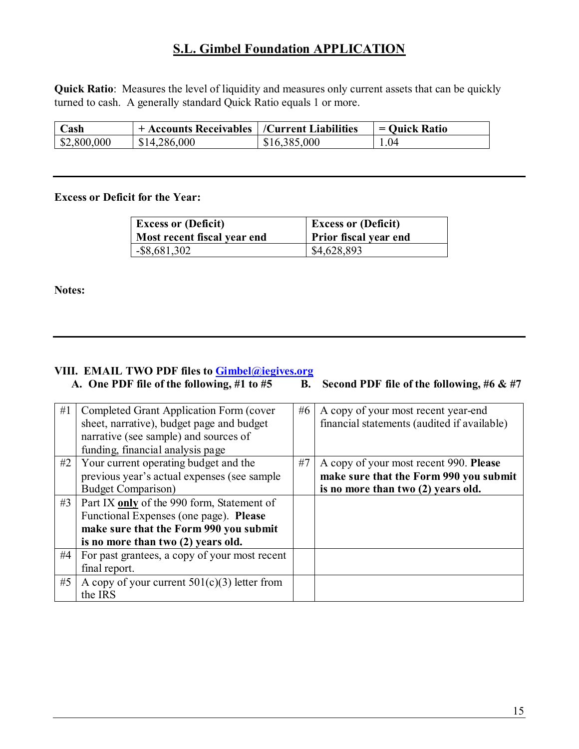# S.L. Gimbel Foundation APPLICATION

**Quick Ratio**: Measures the level of liquidity and measures only current assets that can be quickly turned to cash. A generally standard Quick Ratio equals 1 or more.

| Cash | + Accounts Receivables | /Current Liabilities | = Quick Ratio |
|---|---|---|---|
| $2,800,000 | $14,286,000 | $16,385,000 | 1.04 |

---

**Excess or Deficit for the Year:**

| Excess or (Deficit) Most recent fiscal year end | Excess or (Deficit) Prior fiscal year end |
|---|---|
| -$8,681,302 | $4,628,893 |

**Notes:**

---

## VIII. EMAIL TWO PDF files to Gimbel@iegives.org

**A. One PDF file of the following, #1 to #5** **B. Second PDF file of the following, #6 & #7**

| | | | |
|---|---|---|---|
| #1 | Completed Grant Application Form (cover sheet, narrative), budget page and budget narrative (see sample) and sources of funding, financial analysis page | #6 | A copy of your most recent year-end financial statements (audited if available) |
| #2 | Your current operating budget and the previous year's actual expenses (see sample Budget Comparison) | #7 | A copy of your most recent 990. **Please make sure that the Form 990 you submit is no more than two (2) years old.** |
| #3 | Part IX **only** of the 990 form, Statement of Functional Expenses (one page). **Please make sure that the Form 990 you submit is no more than two (2) years old.** | | |
| #4 | For past grantees, a copy of your most recent final report. | | |
| #5 | A copy of your current 501(c)(3) letter from the IRS | | |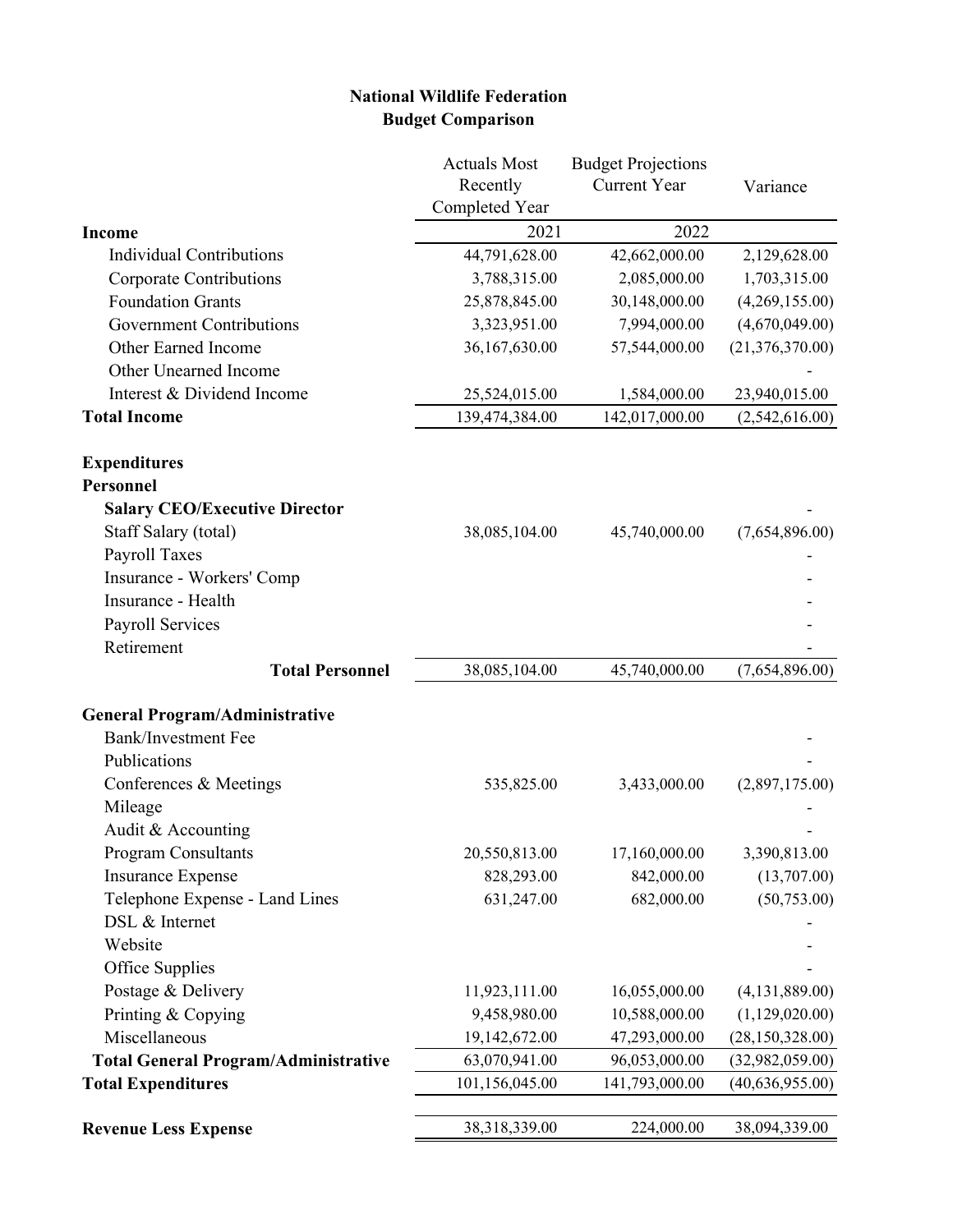**National Wildlife Federation**
**Budget Comparison**

| | Actuals Most Recently Completed Year | Budget Projections Current Year | Variance |
|---|---|---|---|
| **Income** | 2021 | 2022 | |
| Individual Contributions | 44,791,628.00 | 42,662,000.00 | 2,129,628.00 |
| Corporate Contributions | 3,788,315.00 | 2,085,000.00 | 1,703,315.00 |
| Foundation Grants | 25,878,845.00 | 30,148,000.00 | (4,269,155.00) |
| Government Contributions | 3,323,951.00 | 7,994,000.00 | (4,670,049.00) |
| Other Earned Income | 36,167,630.00 | 57,544,000.00 | (21,376,370.00) |
| Other Unearned Income | | | - |
| Interest & Dividend Income | 25,524,015.00 | 1,584,000.00 | 23,940,015.00 |
| **Total Income** | 139,474,384.00 | 142,017,000.00 | (2,542,616.00) |
| | | | |
| **Expenditures** | | | |
| **Personnel** | | | |
| **Salary CEO/Executive Director** | | | - |
| Staff Salary (total) | 38,085,104.00 | 45,740,000.00 | (7,654,896.00) |
| Payroll Taxes | | | - |
| Insurance - Workers' Comp | | | - |
| Insurance - Health | | | - |
| Payroll Services | | | - |
| Retirement | | | - |
| **Total Personnel** | 38,085,104.00 | 45,740,000.00 | (7,654,896.00) |
| | | | |
| **General Program/Administrative** | | | |
| Bank/Investment Fee | | | - |
| Publications | | | - |
| Conferences & Meetings | 535,825.00 | 3,433,000.00 | (2,897,175.00) |
| Mileage | | | - |
| Audit & Accounting | | | - |
| Program Consultants | 20,550,813.00 | 17,160,000.00 | 3,390,813.00 |
| Insurance Expense | 828,293.00 | 842,000.00 | (13,707.00) |
| Telephone Expense - Land Lines | 631,247.00 | 682,000.00 | (50,753.00) |
| DSL & Internet | | | - |
| Website | | | - |
| Office Supplies | | | - |
| Postage & Delivery | 11,923,111.00 | 16,055,000.00 | (4,131,889.00) |
| Printing & Copying | 9,458,980.00 | 10,588,000.00 | (1,129,020.00) |
| Miscellaneous | 19,142,672.00 | 47,293,000.00 | (28,150,328.00) |
| **Total General Program/Administrative** | 63,070,941.00 | 96,053,000.00 | (32,982,059.00) |
| **Total Expenditures** | 101,156,045.00 | 141,793,000.00 | (40,636,955.00) |
| | | | |
| **Revenue Less Expense** | 38,318,339.00 | 224,000.00 | 38,094,339.00 |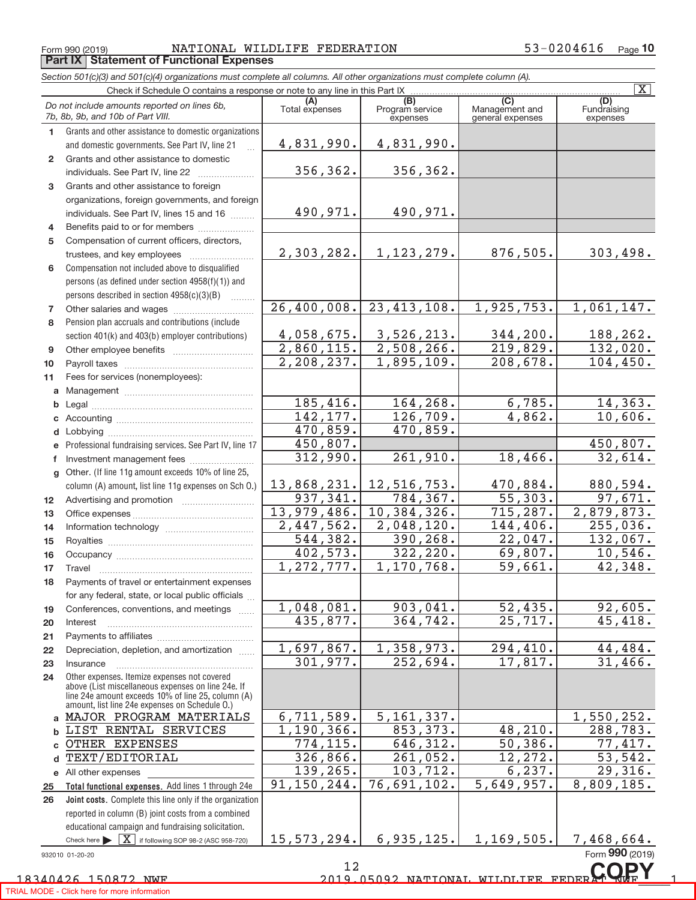Form 990 (2019) NATIONAL WILDLIFE FEDERATION 53-0204616 Page **10**

## Part IX Statement of Functional Expenses

*Section 501(c)(3) and 501(c)(4) organizations must complete all columns. All other organizations must complete column (A).*

Check if Schedule O contains a response or note to any line in this Part IX [X]

| *Do not include amounts reported on lines 6b, 7b, 8b, 9b, and 10b of Part VIII.* | (A) Total expenses | (B) Program service expenses | (C) Management and general expenses | (D) Fundraising expenses |
|---|---|---|---|---|
| 1 Grants and other assistance to domestic organizations and domestic governments. See Part IV, line 21 | 4,831,990. | 4,831,990. | | |
| 2 Grants and other assistance to domestic individuals. See Part IV, line 22 | 356,362. | 356,362. | | |
| 3 Grants and other assistance to foreign organizations, foreign governments, and foreign individuals. See Part IV, lines 15 and 16 | 490,971. | 490,971. | | |
| 4 Benefits paid to or for members | | | | |
| 5 Compensation of current officers, directors, trustees, and key employees | 2,303,282. | 1,123,279. | 876,505. | 303,498. |
| 6 Compensation not included above to disqualified persons (as defined under section 4958(f)(1)) and persons described in section 4958(c)(3)(B) | | | | |
| 7 Other salaries and wages | 26,400,008. | 23,413,108. | 1,925,753. | 1,061,147. |
| 8 Pension plan accruals and contributions (include section 401(k) and 403(b) employer contributions) | 4,058,675. | 3,526,213. | 344,200. | 188,262. |
| 9 Other employee benefits | 2,860,115. | 2,508,266. | 219,829. | 132,020. |
| 10 Payroll taxes | 2,208,237. | 1,895,109. | 208,678. | 104,450. |
| 11 Fees for services (nonemployees): | | | | |
| a Management | | | | |
| b Legal | 185,416. | 164,268. | 6,785. | 14,363. |
| c Accounting | 142,177. | 126,709. | 4,862. | 10,606. |
| d Lobbying | 470,859. | 470,859. | | |
| e Professional fundraising services. See Part IV, line 17 | 450,807. | | | 450,807. |
| f Investment management fees | 312,990. | 261,910. | 18,466. | 32,614. |
| g Other. (If line 11g amount exceeds 10% of line 25, column (A) amount, list line 11g expenses on Sch O.) | 13,868,231. | 12,516,753. | 470,884. | 880,594. |
| 12 Advertising and promotion | 937,341. | 784,367. | 55,303. | 97,671. |
| 13 Office expenses | 13,979,486. | 10,384,326. | 715,287. | 2,879,873. |
| 14 Information technology | 2,447,562. | 2,048,120. | 144,406. | 255,036. |
| 15 Royalties | 544,382. | 390,268. | 22,047. | 132,067. |
| 16 Occupancy | 402,573. | 322,220. | 69,807. | 10,546. |
| 17 Travel | 1,272,777. | 1,170,768. | 59,661. | 42,348. |
| 18 Payments of travel or entertainment expenses for any federal, state, or local public officials | | | | |
| 19 Conferences, conventions, and meetings | 1,048,081. | 903,041. | 52,435. | 92,605. |
| 20 Interest | 435,877. | 364,742. | 25,717. | 45,418. |
| 21 Payments to affiliates | | | | |
| 22 Depreciation, depletion, and amortization | 1,697,867. | 1,358,973. | 294,410. | 44,484. |
| 23 Insurance | 301,977. | 252,694. | 17,817. | 31,466. |
| 24 Other expenses. Itemize expenses not covered above (List miscellaneous expenses on line 24e. If line 24e amount exceeds 10% of line 25, column (A) amount, list line 24e expenses on Schedule O.) | | | | |
| a MAJOR PROGRAM MATERIALS | 6,711,589. | 5,161,337. | | 1,550,252. |
| b LIST RENTAL SERVICES | 1,190,366. | 853,373. | 48,210. | 288,783. |
| c OTHER EXPENSES | 774,115. | 646,312. | 50,386. | 77,417. |
| d TEXT/EDITORIAL | 326,866. | 261,052. | 12,272. | 53,542. |
| e All other expenses | 139,265. | 103,712. | 6,237. | 29,316. |
| 25 **Total functional expenses.** Add lines 1 through 24e | 91,150,244. | 76,691,102. | 5,649,957. | 8,809,185. |
| 26 **Joint costs.** Complete this line only if the organization reported in column (B) joint costs from a combined educational campaign and fundraising solicitation. Check here ▶ [X] if following SOP 98-2 (ASC 958-720) | 15,573,294. | 6,935,125. | 1,169,505. | 7,468,664. |

932010 01-20-20 Form **990** (2019)

18340426 150872 NWF 2019.05092 NATIONAL WILDLIFE FEDERAT NWF 1

COPY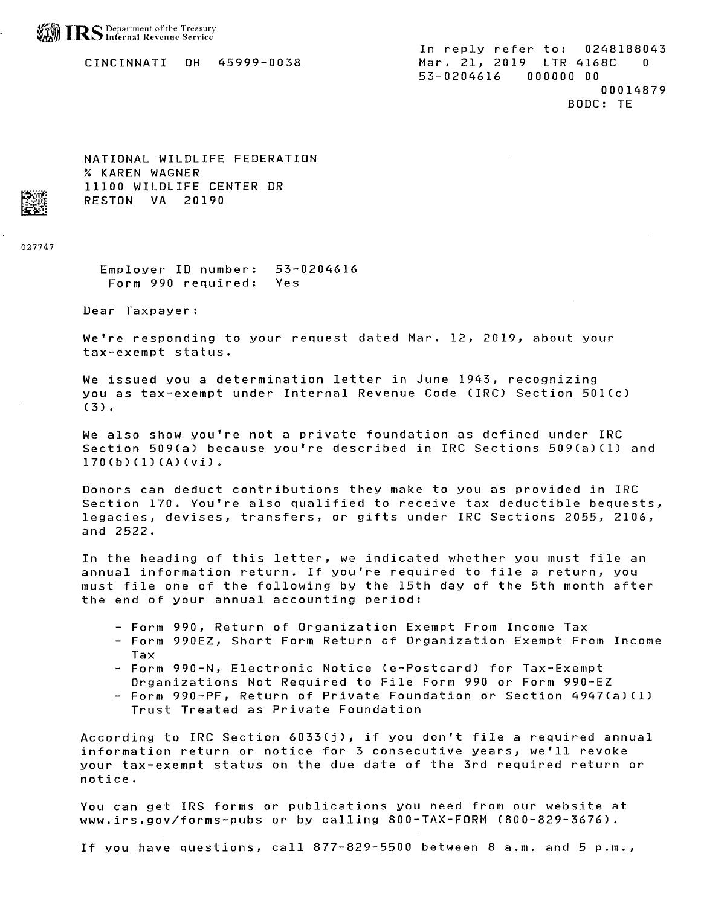IRS Department of the Treasury Internal Revenue Service

CINCINNATI OH 45999-0038

In reply refer to: 0248188043
Mar. 21, 2019 LTR 4168C 0
53-0204616 000000 00
00014879
BODC: TE

NATIONAL WILDLIFE FEDERATION
% KAREN WAGNER
11100 WILDLIFE CENTER DR
RESTON VA 20190

027747

Employer ID number: 53-0204616
Form 990 required: Yes

Dear Taxpayer:

We're responding to your request dated Mar. 12, 2019, about your tax-exempt status.

We issued you a determination letter in June 1943, recognizing you as tax-exempt under Internal Revenue Code (IRC) Section 501(c)(3).

We also show you're not a private foundation as defined under IRC Section 509(a) because you're described in IRC Sections 509(a)(1) and 170(b)(1)(A)(vi).

Donors can deduct contributions they make to you as provided in IRC Section 170. You're also qualified to receive tax deductible bequests, legacies, devises, transfers, or gifts under IRC Sections 2055, 2106, and 2522.

In the heading of this letter, we indicated whether you must file an annual information return. If you're required to file a return, you must file one of the following by the 15th day of the 5th month after the end of your annual accounting period:

- Form 990, Return of Organization Exempt From Income Tax
- Form 990EZ, Short Form Return of Organization Exempt From Income Tax
- Form 990-N, Electronic Notice (e-Postcard) for Tax-Exempt Organizations Not Required to File Form 990 or Form 990-EZ
- Form 990-PF, Return of Private Foundation or Section 4947(a)(1) Trust Treated as Private Foundation

According to IRC Section 6033(j), if you don't file a required annual information return or notice for 3 consecutive years, we'll revoke your tax-exempt status on the due date of the 3rd required return or notice.

You can get IRS forms or publications you need from our website at www.irs.gov/forms-pubs or by calling 800-TAX-FORM (800-829-3676).

If you have questions, call 877-829-5500 between 8 a.m. and 5 p.m.,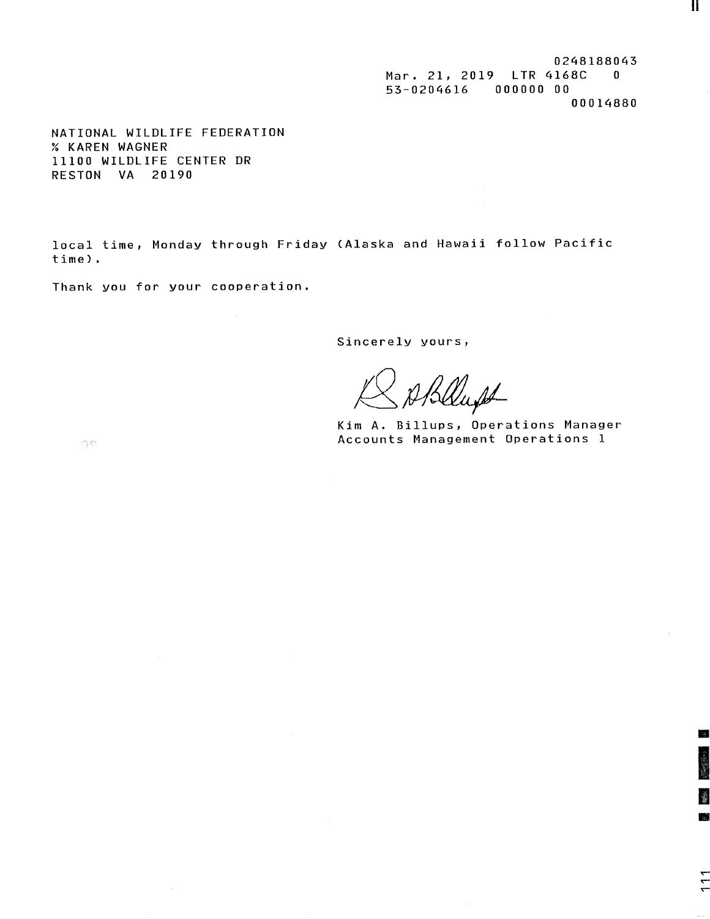0248188043
Mar. 21, 2019 LTR 4168C 0
53-0204616 000000 00
00014880

NATIONAL WILDLIFE FEDERATION
% KAREN WAGNER
11100 WILDLIFE CENTER DR
RESTON VA 20190

local time, Monday through Friday (Alaska and Hawaii follow Pacific time).

Thank you for your cooperation.

Sincerely yours,

Kim A. Billups, Operations Manager
Accounts Management Operations 1